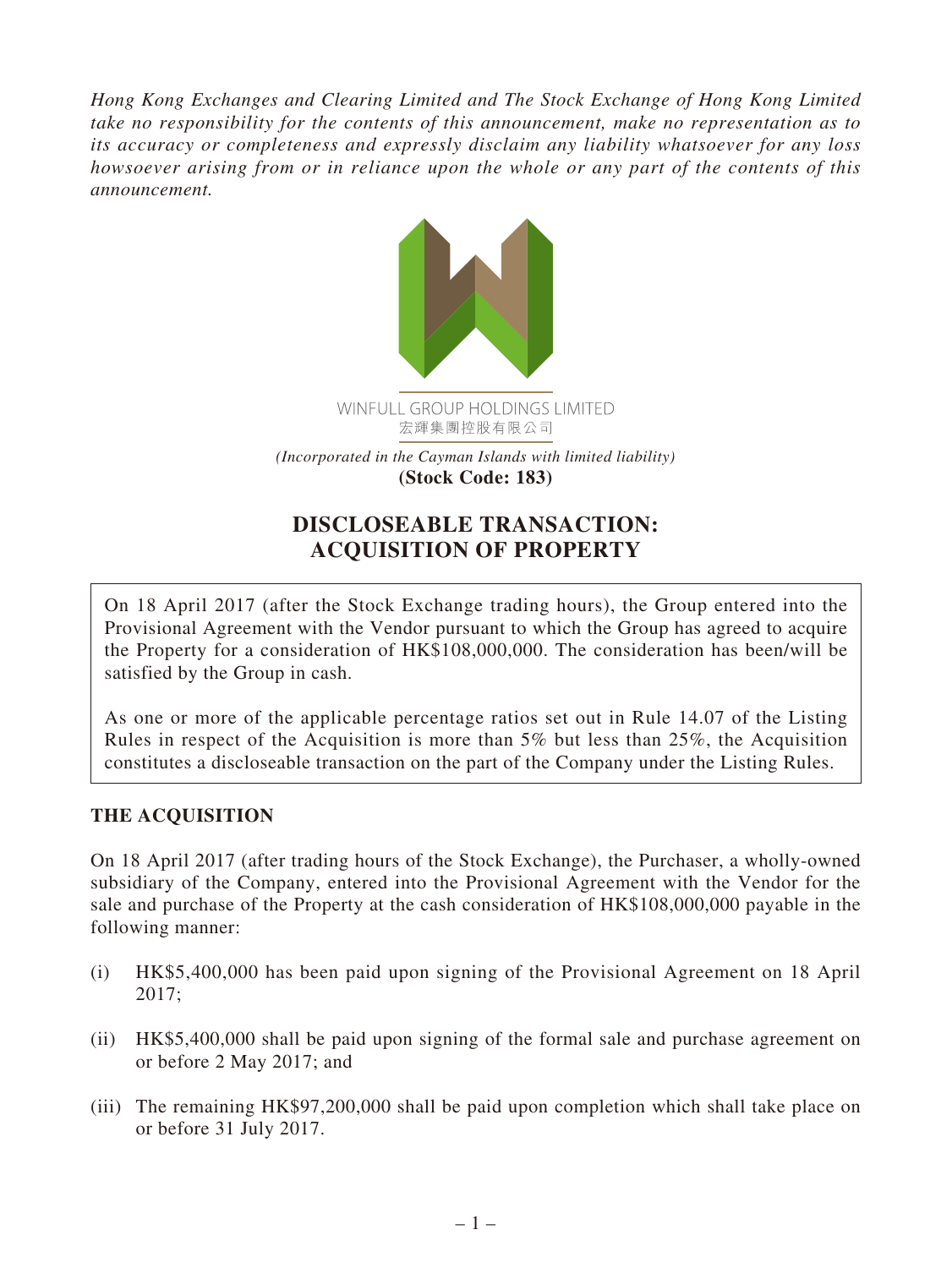*Hong Kong Exchanges and Clearing Limited and The Stock Exchange of Hong Kong Limited take no responsibility for the contents of this announcement, make no representation as to its accuracy or completeness and expressly disclaim any liability whatsoever for any loss howsoever arising from or in reliance upon the whole or any part of the contents of this announcement.*

WINFULL GROUP HOLDINGS LIMITED
宏輝集團控股有限公司

*(Incorporated in the Cayman Islands with limited liability)*
**(Stock Code: 183)**

# DISCLOSEABLE TRANSACTION: ACQUISITION OF PROPERTY

On 18 April 2017 (after the Stock Exchange trading hours), the Group entered into the Provisional Agreement with the Vendor pursuant to which the Group has agreed to acquire the Property for a consideration of HK$108,000,000. The consideration has been/will be satisfied by the Group in cash.

As one or more of the applicable percentage ratios set out in Rule 14.07 of the Listing Rules in respect of the Acquisition is more than 5% but less than 25%, the Acquisition constitutes a discloseable transaction on the part of the Company under the Listing Rules.

## THE ACQUISITION

On 18 April 2017 (after trading hours of the Stock Exchange), the Purchaser, a wholly-owned subsidiary of the Company, entered into the Provisional Agreement with the Vendor for the sale and purchase of the Property at the cash consideration of HK$108,000,000 payable in the following manner:

(i) HK$5,400,000 has been paid upon signing of the Provisional Agreement on 18 April 2017;

(ii) HK$5,400,000 shall be paid upon signing of the formal sale and purchase agreement on or before 2 May 2017; and

(iii) The remaining HK$97,200,000 shall be paid upon completion which shall take place on or before 31 July 2017.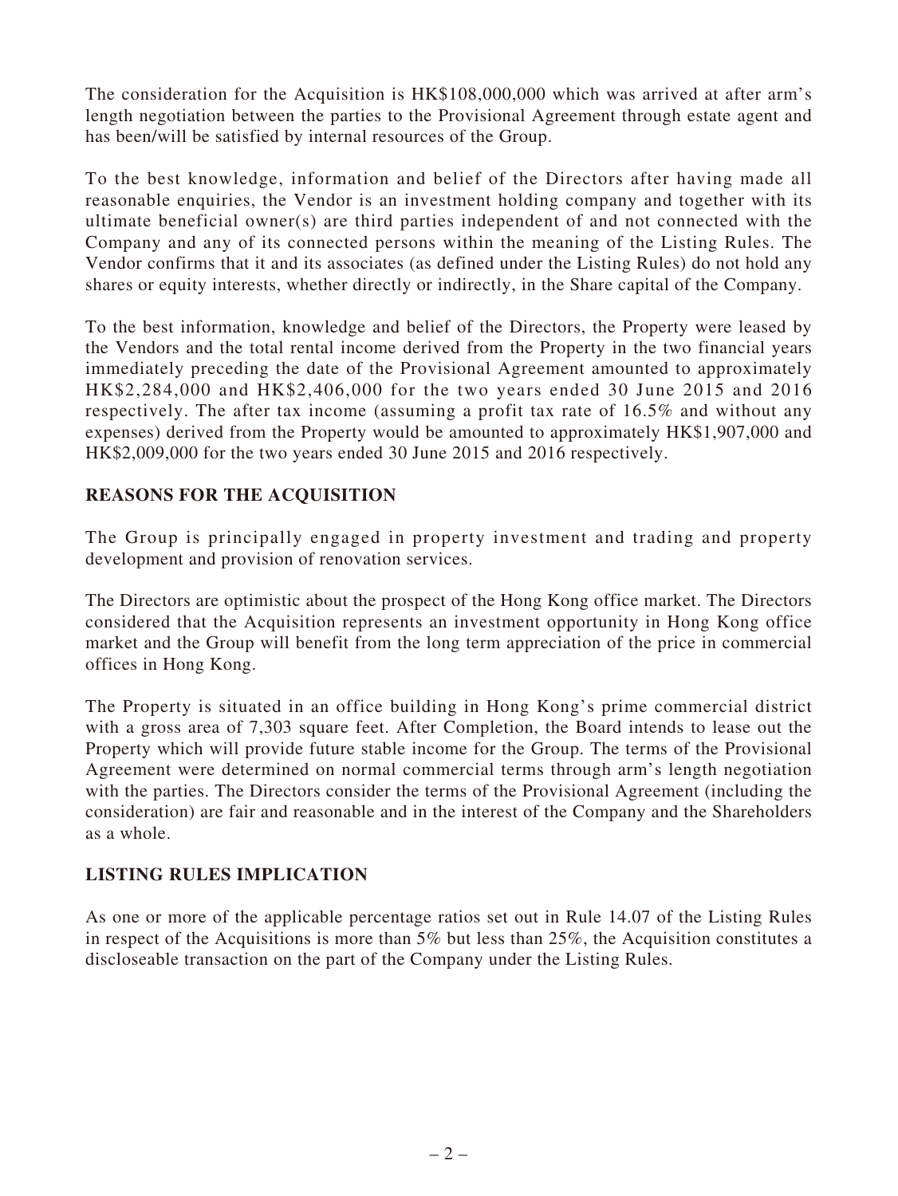The consideration for the Acquisition is HK$108,000,000 which was arrived at after arm's length negotiation between the parties to the Provisional Agreement through estate agent and has been/will be satisfied by internal resources of the Group.

To the best knowledge, information and belief of the Directors after having made all reasonable enquiries, the Vendor is an investment holding company and together with its ultimate beneficial owner(s) are third parties independent of and not connected with the Company and any of its connected persons within the meaning of the Listing Rules. The Vendor confirms that it and its associates (as defined under the Listing Rules) do not hold any shares or equity interests, whether directly or indirectly, in the Share capital of the Company.

To the best information, knowledge and belief of the Directors, the Property were leased by the Vendors and the total rental income derived from the Property in the two financial years immediately preceding the date of the Provisional Agreement amounted to approximately HK$2,284,000 and HK$2,406,000 for the two years ended 30 June 2015 and 2016 respectively. The after tax income (assuming a profit tax rate of 16.5% and without any expenses) derived from the Property would be amounted to approximately HK$1,907,000 and HK$2,009,000 for the two years ended 30 June 2015 and 2016 respectively.

## REASONS FOR THE ACQUISITION

The Group is principally engaged in property investment and trading and property development and provision of renovation services.

The Directors are optimistic about the prospect of the Hong Kong office market. The Directors considered that the Acquisition represents an investment opportunity in Hong Kong office market and the Group will benefit from the long term appreciation of the price in commercial offices in Hong Kong.

The Property is situated in an office building in Hong Kong's prime commercial district with a gross area of 7,303 square feet. After Completion, the Board intends to lease out the Property which will provide future stable income for the Group. The terms of the Provisional Agreement were determined on normal commercial terms through arm's length negotiation with the parties. The Directors consider the terms of the Provisional Agreement (including the consideration) are fair and reasonable and in the interest of the Company and the Shareholders as a whole.

## LISTING RULES IMPLICATION

As one or more of the applicable percentage ratios set out in Rule 14.07 of the Listing Rules in respect of the Acquisitions is more than 5% but less than 25%, the Acquisition constitutes a discloseable transaction on the part of the Company under the Listing Rules.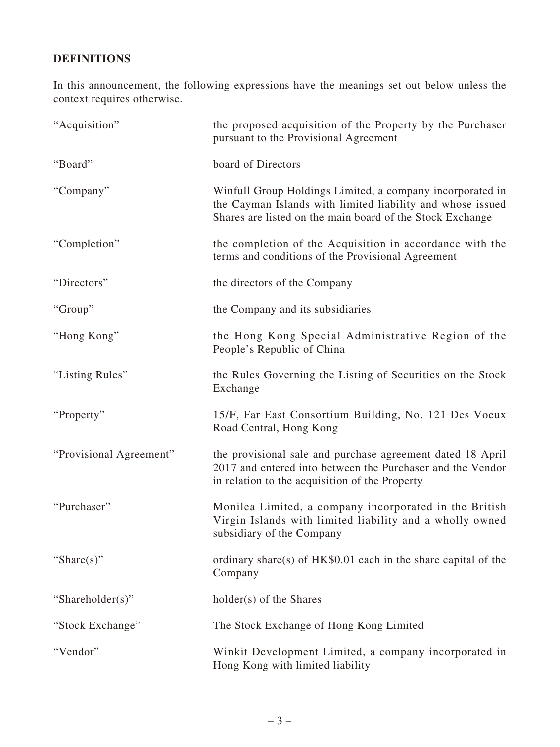## DEFINITIONS

In this announcement, the following expressions have the meanings set out below unless the context requires otherwise.

| | |
|---|---|
| "Acquisition" | the proposed acquisition of the Property by the Purchaser pursuant to the Provisional Agreement |
| "Board" | board of Directors |
| "Company" | Winfull Group Holdings Limited, a company incorporated in the Cayman Islands with limited liability and whose issued Shares are listed on the main board of the Stock Exchange |
| "Completion" | the completion of the Acquisition in accordance with the terms and conditions of the Provisional Agreement |
| "Directors" | the directors of the Company |
| "Group" | the Company and its subsidiaries |
| "Hong Kong" | the Hong Kong Special Administrative Region of the People's Republic of China |
| "Listing Rules" | the Rules Governing the Listing of Securities on the Stock Exchange |
| "Property" | 15/F, Far East Consortium Building, No. 121 Des Voeux Road Central, Hong Kong |
| "Provisional Agreement" | the provisional sale and purchase agreement dated 18 April 2017 and entered into between the Purchaser and the Vendor in relation to the acquisition of the Property |
| "Purchaser" | Monilea Limited, a company incorporated in the British Virgin Islands with limited liability and a wholly owned subsidiary of the Company |
| "Share(s)" | ordinary share(s) of HK$0.01 each in the share capital of the Company |
| "Shareholder(s)" | holder(s) of the Shares |
| "Stock Exchange" | The Stock Exchange of Hong Kong Limited |
| "Vendor" | Winkit Development Limited, a company incorporated in Hong Kong with limited liability |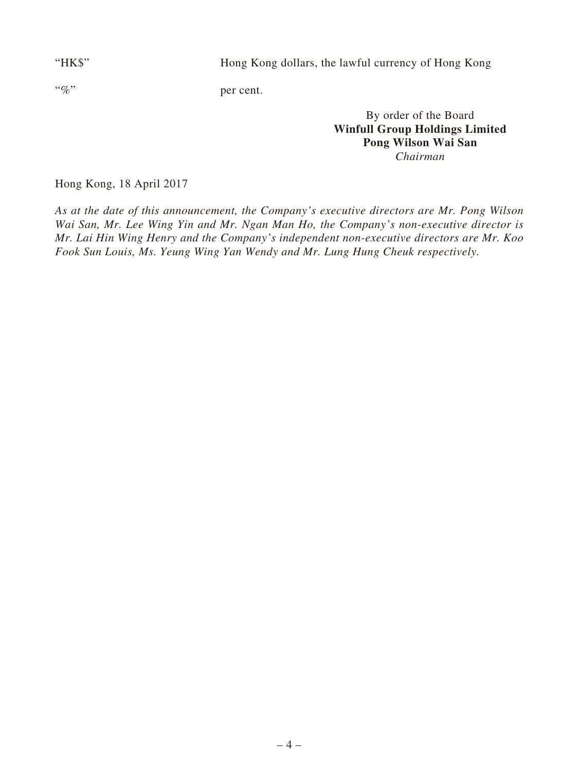| | |
|---|---|
| "HK$" | Hong Kong dollars, the lawful currency of Hong Kong |
| "%" | per cent. |

By order of the Board
**Winfull Group Holdings Limited**
**Pong Wilson Wai San**
*Chairman*

Hong Kong, 18 April 2017

*As at the date of this announcement, the Company's executive directors are Mr. Pong Wilson Wai San, Mr. Lee Wing Yin and Mr. Ngan Man Ho, the Company's non-executive director is Mr. Lai Hin Wing Henry and the Company's independent non-executive directors are Mr. Koo Fook Sun Louis, Ms. Yeung Wing Yan Wendy and Mr. Lung Hung Cheuk respectively.*